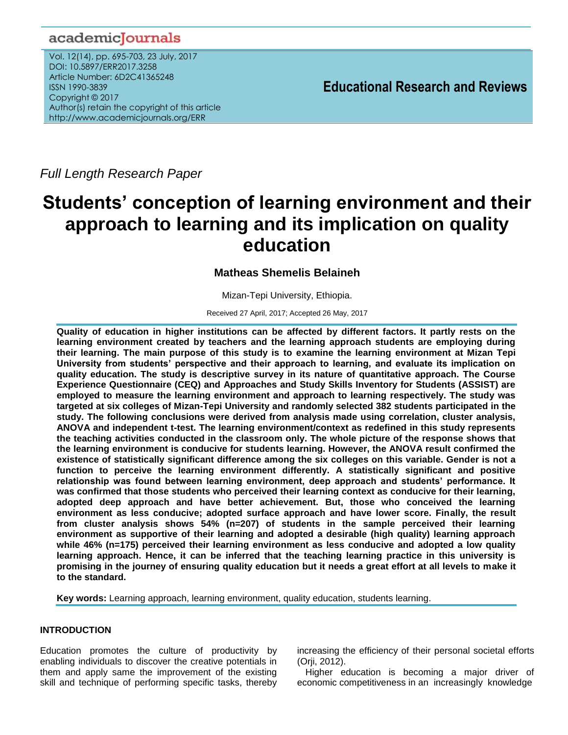academicJournals

Vol. 12(14), pp. 695-703, 23 July, 2017
DOI: 10.5897/ERR2017.3258
Article Number: 6D2C41365248
ISSN 1990-3839
Copyright © 2017
Author(s) retain the copyright of this article
http://www.academicjournals.org/ERR

**Educational Research and Reviews**

*Full Length Research Paper*

# Students' conception of learning environment and their approach to learning and its implication on quality education

**Matheas Shemelis Belaineh**

Mizan-Tepi University, Ethiopia.

Received 27 April, 2017; Accepted 26 May, 2017

**Quality of education in higher institutions can be affected by different factors. It partly rests on the learning environment created by teachers and the learning approach students are employing during their learning. The main purpose of this study is to examine the learning environment at Mizan Tepi University from students' perspective and their approach to learning, and evaluate its implication on quality education. The study is descriptive survey in its nature of quantitative approach. The Course Experience Questionnaire (CEQ) and Approaches and Study Skills Inventory for Students (ASSIST) are employed to measure the learning environment and approach to learning respectively. The study was targeted at six colleges of Mizan-Tepi University and randomly selected 382 students participated in the study. The following conclusions were derived from analysis made using correlation, cluster analysis, ANOVA and independent t-test. The learning environment/context as redefined in this study represents the teaching activities conducted in the classroom only. The whole picture of the response shows that the learning environment is conducive for students learning. However, the ANOVA result confirmed the existence of statistically significant difference among the six colleges on this variable. Gender is not a function to perceive the learning environment differently. A statistically significant and positive relationship was found between learning environment, deep approach and students' performance. It was confirmed that those students who perceived their learning context as conducive for their learning, adopted deep approach and have better achievement. But, those who conceived the learning environment as less conducive; adopted surface approach and have lower score. Finally, the result from cluster analysis shows 54% (n=207) of students in the sample perceived their learning environment as supportive of their learning and adopted a desirable (high quality) learning approach while 46% (n=175) perceived their learning environment as less conducive and adopted a low quality learning approach. Hence, it can be inferred that the teaching learning practice in this university is promising in the journey of ensuring quality education but it needs a great effort at all levels to make it to the standard.**

**Key words:** Learning approach, learning environment, quality education, students learning.

## INTRODUCTION

Education promotes the culture of productivity by enabling individuals to discover the creative potentials in them and apply same the improvement of the existing skill and technique of performing specific tasks, thereby increasing the efficiency of their personal societal efforts (Orji, 2012).

Higher education is becoming a major driver of economic competitiveness in an increasingly knowledge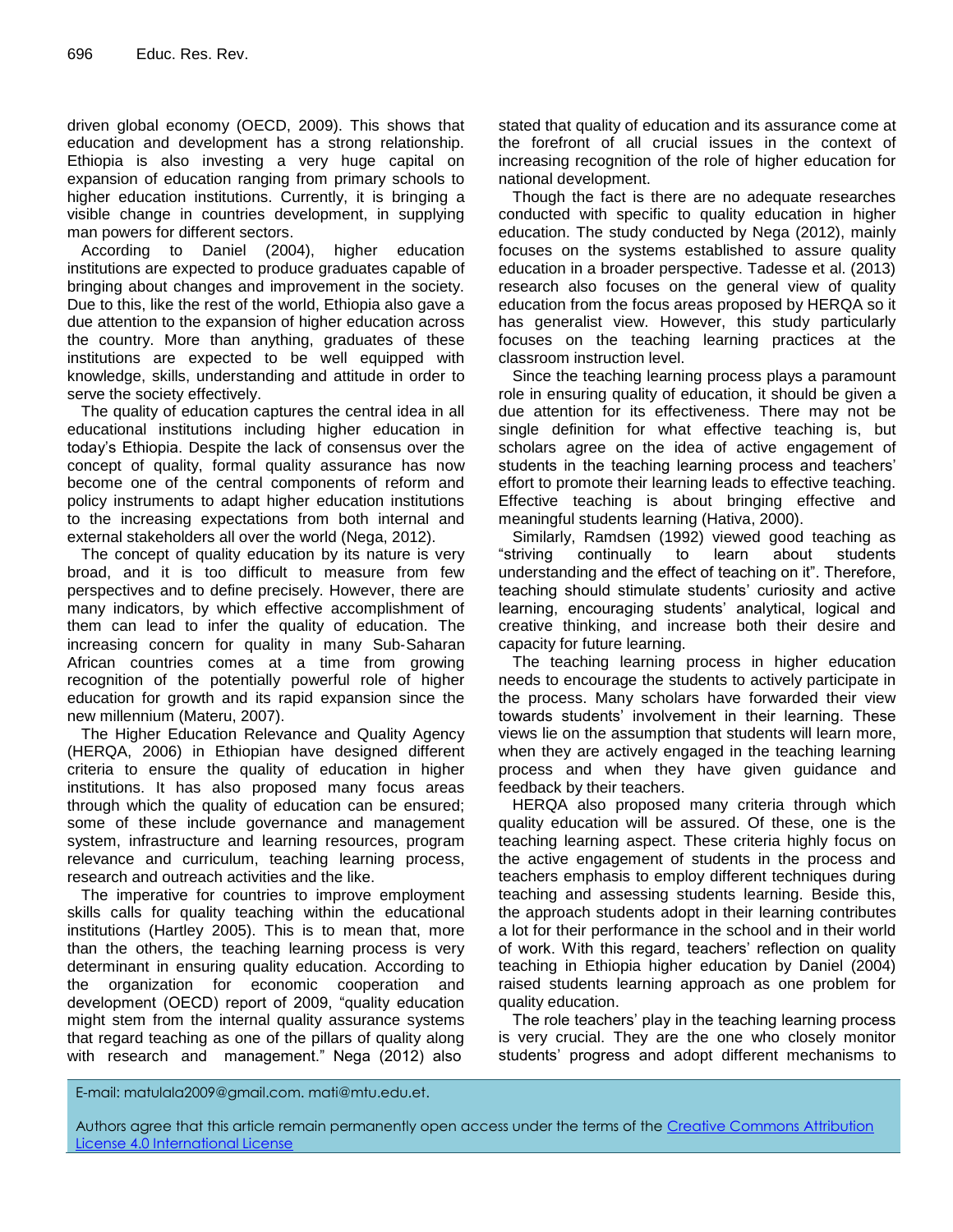driven global economy (OECD, 2009). This shows that education and development has a strong relationship. Ethiopia is also investing a very huge capital on expansion of education ranging from primary schools to higher education institutions. Currently, it is bringing a visible change in countries development, in supplying man powers for different sectors.

According to Daniel (2004), higher education institutions are expected to produce graduates capable of bringing about changes and improvement in the society. Due to this, like the rest of the world, Ethiopia also gave a due attention to the expansion of higher education across the country. More than anything, graduates of these institutions are expected to be well equipped with knowledge, skills, understanding and attitude in order to serve the society effectively.

The quality of education captures the central idea in all educational institutions including higher education in today's Ethiopia. Despite the lack of consensus over the concept of quality, formal quality assurance has now become one of the central components of reform and policy instruments to adapt higher education institutions to the increasing expectations from both internal and external stakeholders all over the world (Nega, 2012).

The concept of quality education by its nature is very broad, and it is too difficult to measure from few perspectives and to define precisely. However, there are many indicators, by which effective accomplishment of them can lead to infer the quality of education. The increasing concern for quality in many Sub-Saharan African countries comes at a time from growing recognition of the potentially powerful role of higher education for growth and its rapid expansion since the new millennium (Materu, 2007).

The Higher Education Relevance and Quality Agency (HERQA, 2006) in Ethiopian have designed different criteria to ensure the quality of education in higher institutions. It has also proposed many focus areas through which the quality of education can be ensured; some of these include governance and management system, infrastructure and learning resources, program relevance and curriculum, teaching learning process, research and outreach activities and the like.

The imperative for countries to improve employment skills calls for quality teaching within the educational institutions (Hartley 2005). This is to mean that, more than the others, the teaching learning process is very determinant in ensuring quality education. According to the organization for economic cooperation and development (OECD) report of 2009, "quality education might stem from the internal quality assurance systems that regard teaching as one of the pillars of quality along with research and management." Nega (2012) also stated that quality of education and its assurance come at the forefront of all crucial issues in the context of increasing recognition of the role of higher education for national development.

Though the fact is there are no adequate researches conducted with specific to quality education in higher education. The study conducted by Nega (2012), mainly focuses on the systems established to assure quality education in a broader perspective. Tadesse et al. (2013) research also focuses on the general view of quality education from the focus areas proposed by HERQA so it has generalist view. However, this study particularly focuses on the teaching learning practices at the classroom instruction level.

Since the teaching learning process plays a paramount role in ensuring quality of education, it should be given a due attention for its effectiveness. There may not be single definition for what effective teaching is, but scholars agree on the idea of active engagement of students in the teaching learning process and teachers' effort to promote their learning leads to effective teaching. Effective teaching is about bringing effective and meaningful students learning (Hativa, 2000).

Similarly, Ramdsen (1992) viewed good teaching as "striving continually to learn about students understanding and the effect of teaching on it". Therefore, teaching should stimulate students' curiosity and active learning, encouraging students' analytical, logical and creative thinking, and increase both their desire and capacity for future learning.

The teaching learning process in higher education needs to encourage the students to actively participate in the process. Many scholars have forwarded their view towards students' involvement in their learning. These views lie on the assumption that students will learn more, when they are actively engaged in the teaching learning process and when they have given guidance and feedback by their teachers.

HERQA also proposed many criteria through which quality education will be assured. Of these, one is the teaching learning aspect. These criteria highly focus on the active engagement of students in the process and teachers emphasis to employ different techniques during teaching and assessing students learning. Beside this, the approach students adopt in their learning contributes a lot for their performance in the school and in their world of work. With this regard, teachers' reflection on quality teaching in Ethiopia higher education by Daniel (2004) raised students learning approach as one problem for quality education.

The role teachers' play in the teaching learning process is very crucial. They are the one who closely monitor students' progress and adopt different mechanisms to

E-mail: matulala2009@gmail.com. mati@mtu.edu.et.

Authors agree that this article remain permanently open access under the terms of the Creative Commons Attribution License 4.0 International License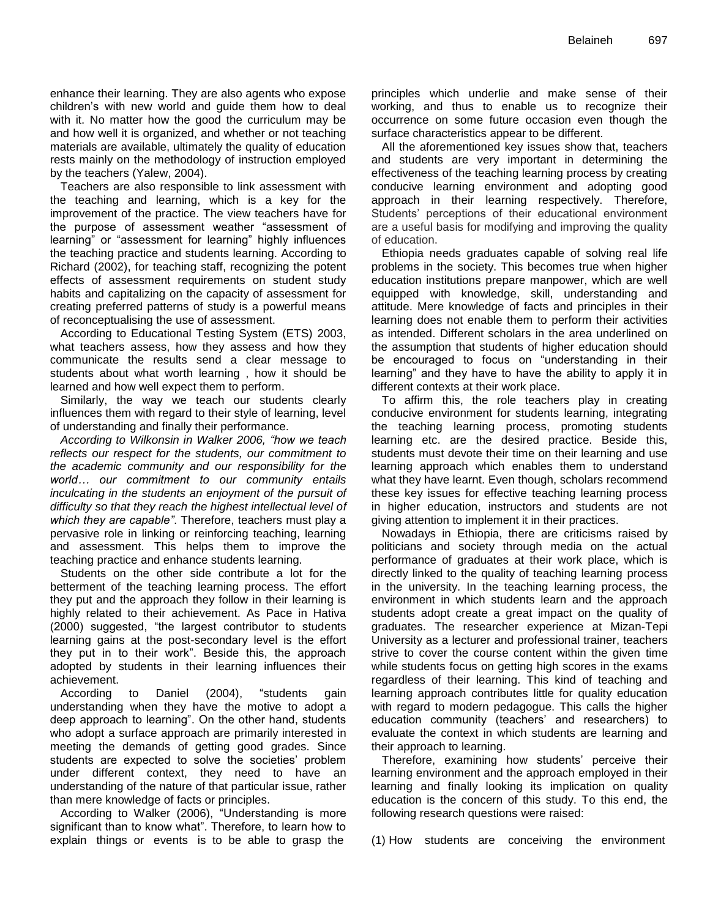enhance their learning. They are also agents who expose children's with new world and guide them how to deal with it. No matter how the good the curriculum may be and how well it is organized, and whether or not teaching materials are available, ultimately the quality of education rests mainly on the methodology of instruction employed by the teachers (Yalew, 2004).

Teachers are also responsible to link assessment with the teaching and learning, which is a key for the improvement of the practice. The view teachers have for the purpose of assessment weather "assessment of learning" or "assessment for learning" highly influences the teaching practice and students learning. According to Richard (2002), for teaching staff, recognizing the potent effects of assessment requirements on student study habits and capitalizing on the capacity of assessment for creating preferred patterns of study is a powerful means of reconceptualising the use of assessment.

According to Educational Testing System (ETS) 2003, what teachers assess, how they assess and how they communicate the results send a clear message to students about what worth learning , how it should be learned and how well expect them to perform.

Similarly, the way we teach our students clearly influences them with regard to their style of learning, level of understanding and finally their performance.

*According to Wilkonsin in Walker 2006, "how we teach reflects our respect for the students, our commitment to the academic community and our responsibility for the world… our commitment to our community entails inculcating in the students an enjoyment of the pursuit of difficulty so that they reach the highest intellectual level of which they are capable"*. Therefore, teachers must play a pervasive role in linking or reinforcing teaching, learning and assessment. This helps them to improve the teaching practice and enhance students learning.

Students on the other side contribute a lot for the betterment of the teaching learning process. The effort they put and the approach they follow in their learning is highly related to their achievement. As Pace in Hativa (2000) suggested, "the largest contributor to students learning gains at the post-secondary level is the effort they put in to their work". Beside this, the approach adopted by students in their learning influences their achievement.

According to Daniel (2004), "students gain understanding when they have the motive to adopt a deep approach to learning". On the other hand, students who adopt a surface approach are primarily interested in meeting the demands of getting good grades. Since students are expected to solve the societies' problem under different context, they need to have an understanding of the nature of that particular issue, rather than mere knowledge of facts or principles.

According to Walker (2006), "Understanding is more significant than to know what". Therefore, to learn how to explain things or events is to be able to grasp the principles which underlie and make sense of their working, and thus to enable us to recognize their occurrence on some future occasion even though the surface characteristics appear to be different.

All the aforementioned key issues show that, teachers and students are very important in determining the effectiveness of the teaching learning process by creating conducive learning environment and adopting good approach in their learning respectively. Therefore, Students' perceptions of their educational environment are a useful basis for modifying and improving the quality of education.

Ethiopia needs graduates capable of solving real life problems in the society. This becomes true when higher education institutions prepare manpower, which are well equipped with knowledge, skill, understanding and attitude. Mere knowledge of facts and principles in their learning does not enable them to perform their activities as intended. Different scholars in the area underlined on the assumption that students of higher education should be encouraged to focus on "understanding in their learning" and they have to have the ability to apply it in different contexts at their work place.

To affirm this, the role teachers play in creating conducive environment for students learning, integrating the teaching learning process, promoting students learning etc. are the desired practice. Beside this, students must devote their time on their learning and use learning approach which enables them to understand what they have learnt. Even though, scholars recommend these key issues for effective teaching learning process in higher education, instructors and students are not giving attention to implement it in their practices.

Nowadays in Ethiopia, there are criticisms raised by politicians and society through media on the actual performance of graduates at their work place, which is directly linked to the quality of teaching learning process in the university. In the teaching learning process, the environment in which students learn and the approach students adopt create a great impact on the quality of graduates. The researcher experience at Mizan-Tepi University as a lecturer and professional trainer, teachers strive to cover the course content within the given time while students focus on getting high scores in the exams regardless of their learning. This kind of teaching and learning approach contributes little for quality education with regard to modern pedagogue. This calls the higher education community (teachers' and researchers) to evaluate the context in which students are learning and their approach to learning.

Therefore, examining how students' perceive their learning environment and the approach employed in their learning and finally looking its implication on quality education is the concern of this study. To this end, the following research questions were raised:

(1) How students are conceiving the environment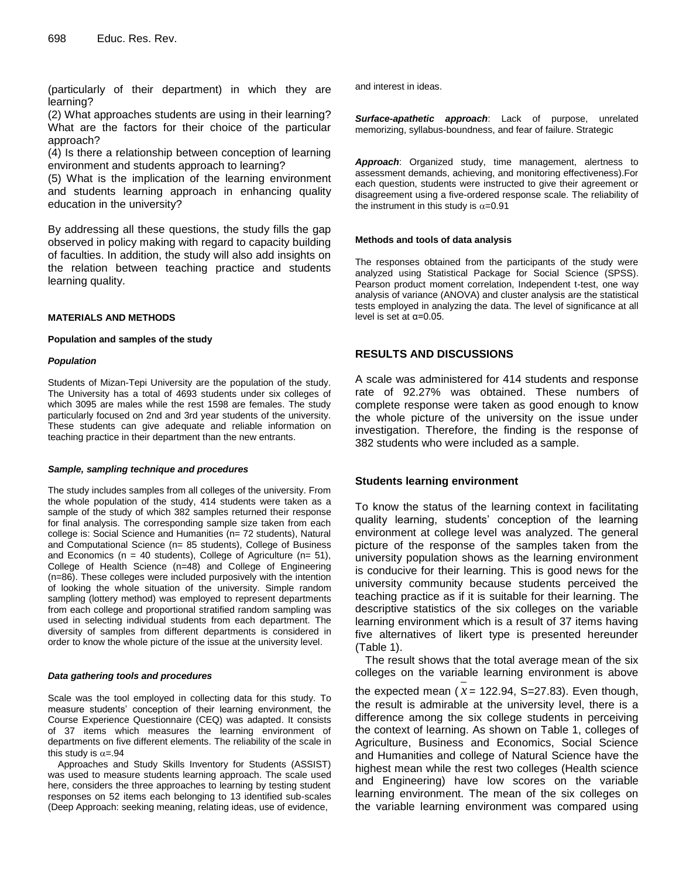(particularly of their department) in which they are learning?

(2) What approaches students are using in their learning? What are the factors for their choice of the particular approach?

(4) Is there a relationship between conception of learning environment and students approach to learning?

(5) What is the implication of the learning environment and students learning approach in enhancing quality education in the university?

By addressing all these questions, the study fills the gap observed in policy making with regard to capacity building of faculties. In addition, the study will also add insights on the relation between teaching practice and students learning quality.

## MATERIALS AND METHODS

### Population and samples of the study

#### *Population*

Students of Mizan-Tepi University are the population of the study. The University has a total of 4693 students under six colleges of which 3095 are males while the rest 1598 are females. The study particularly focused on 2nd and 3rd year students of the university. These students can give adequate and reliable information on teaching practice in their department than the new entrants.

#### *Sample, sampling technique and procedures*

The study includes samples from all colleges of the university. From the whole population of the study, 414 students were taken as a sample of the study of which 382 samples returned their response for final analysis. The corresponding sample size taken from each college is: Social Science and Humanities (n= 72 students), Natural and Computational Science (n= 85 students), College of Business and Economics (n = 40 students), College of Agriculture (n= 51), College of Health Science (n=48) and College of Engineering (n=86). These colleges were included purposively with the intention of looking the whole situation of the university. Simple random sampling (lottery method) was employed to represent departments from each college and proportional stratified random sampling was used in selecting individual students from each department. The diversity of samples from different departments is considered in order to know the whole picture of the issue at the university level.

#### *Data gathering tools and procedures*

Scale was the tool employed in collecting data for this study. To measure students' conception of their learning environment, the Course Experience Questionnaire (CEQ) was adapted. It consists of 37 items which measures the learning environment of departments on five different elements. The reliability of the scale in this study is $\alpha$=.94

Approaches and Study Skills Inventory for Students (ASSIST) was used to measure students learning approach. The scale used here, considers the three approaches to learning by testing student responses on 52 items each belonging to 13 identified sub-scales (Deep Approach: seeking meaning, relating ideas, use of evidence, and interest in ideas.

***Surface-apathetic approach***: Lack of purpose, unrelated memorizing, syllabus-boundness, and fear of failure. Strategic

***Approach***: Organized study, time management, alertness to assessment demands, achieving, and monitoring effectiveness).For each question, students were instructed to give their agreement or disagreement using a five-ordered response scale. The reliability of the instrument in this study is $\alpha$=0.91

#### Methods and tools of data analysis

The responses obtained from the participants of the study were analyzed using Statistical Package for Social Science (SPSS). Pearson product moment correlation, Independent t-test, one way analysis of variance (ANOVA) and cluster analysis are the statistical tests employed in analyzing the data. The level of significance at all level is set at $\alpha$=0.05.

## RESULTS AND DISCUSSIONS

A scale was administered for 414 students and response rate of 92.27% was obtained. These numbers of complete response were taken as good enough to know the whole picture of the university on the issue under investigation. Therefore, the finding is the response of 382 students who were included as a sample.

### Students learning environment

To know the status of the learning context in facilitating quality learning, students' conception of the learning environment at college level was analyzed. The general picture of the response of the samples taken from the university population shows as the learning environment is conducive for their learning. This is good news for the university community because students perceived the teaching practice as if it is suitable for their learning. The descriptive statistics of the six colleges on the variable learning environment which is a result of 37 items having five alternatives of likert type is presented hereunder (Table 1).

The result shows that the total average mean of the six colleges on the variable learning environment is above the expected mean ($\bar{X}$ = 122.94, S=27.83). Even though, the result is admirable at the university level, there is a difference among the six college students in perceiving the context of learning. As shown on Table 1, colleges of Agriculture, Business and Economics, Social Science and Humanities and college of Natural Science have the highest mean while the rest two colleges (Health science and Engineering) have low scores on the variable learning environment. The mean of the six colleges on the variable learning environment was compared using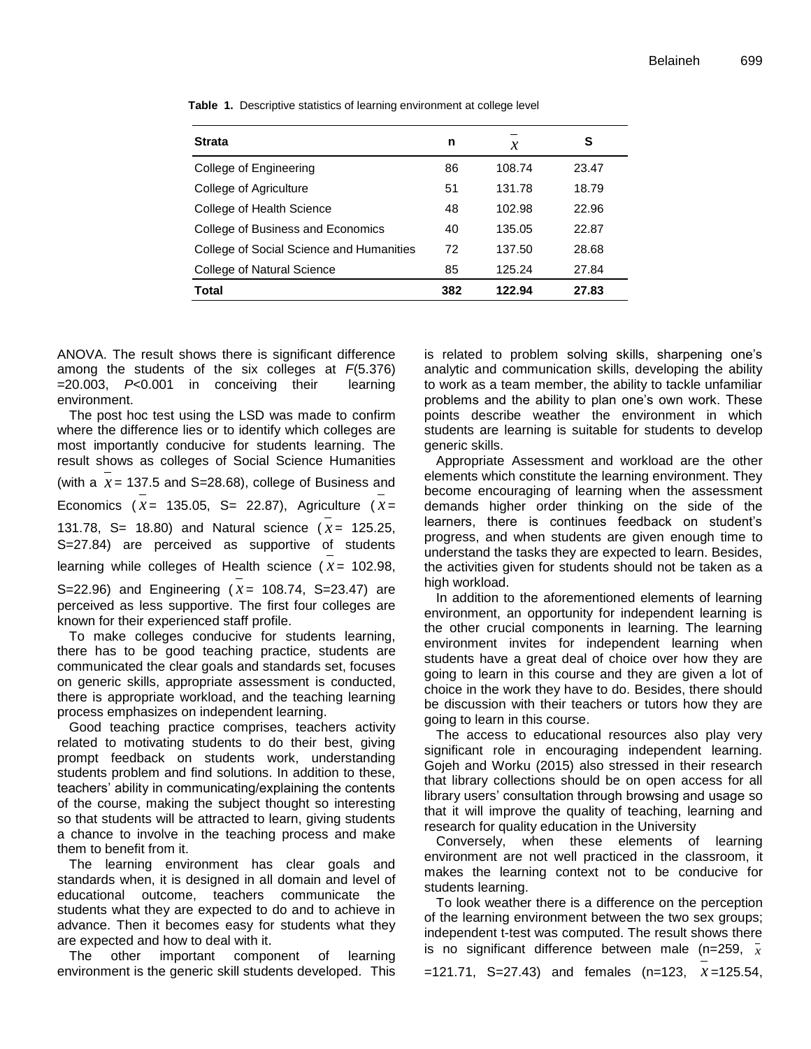**Table 1.** Descriptive statistics of learning environment at college level

| Strata | n | $\bar{x}$ | S |
|---|---|---|---|
| College of Engineering | 86 | 108.74 | 23.47 |
| College of Agriculture | 51 | 131.78 | 18.79 |
| College of Health Science | 48 | 102.98 | 22.96 |
| College of Business and Economics | 40 | 135.05 | 22.87 |
| College of Social Science and Humanities | 72 | 137.50 | 28.68 |
| College of Natural Science | 85 | 125.24 | 27.84 |
| **Total** | **382** | **122.94** | **27.83** |

ANOVA. The result shows there is significant difference among the students of the six colleges at $F(5.376) = 20.003$, $P<0.001$ in conceiving their learning environment.

The post hoc test using the LSD was made to confirm where the difference lies or to identify which colleges are most importantly conducive for students learning. The result shows as colleges of Social Science Humanities (with a $\bar{x}$ = 137.5 and S=28.68), college of Business and Economics ($\bar{x}$ = 135.05, S= 22.87), Agriculture ($\bar{x}$ = 131.78, S= 18.80) and Natural science ($\bar{x}$ = 125.25, S=27.84) are perceived as supportive of students learning while colleges of Health science ($\bar{x}$ = 102.98, S=22.96) and Engineering ($\bar{x}$ = 108.74, S=23.47) are perceived as less supportive. The first four colleges are known for their experienced staff profile.

To make colleges conducive for students learning, there has to be good teaching practice, students are communicated the clear goals and standards set, focuses on generic skills, appropriate assessment is conducted, there is appropriate workload, and the teaching learning process emphasizes on independent learning.

Good teaching practice comprises, teachers activity related to motivating students to do their best, giving prompt feedback on students work, understanding students problem and find solutions. In addition to these, teachers' ability in communicating/explaining the contents of the course, making the subject thought so interesting so that students will be attracted to learn, giving students a chance to involve in the teaching process and make them to benefit from it.

The learning environment has clear goals and standards when, it is designed in all domain and level of educational outcome, teachers communicate the students what they are expected to do and to achieve in advance. Then it becomes easy for students what they are expected and how to deal with it.

The other important component of learning environment is the generic skill students developed. This is related to problem solving skills, sharpening one's analytic and communication skills, developing the ability to work as a team member, the ability to tackle unfamiliar problems and the ability to plan one's own work. These points describe weather the environment in which students are learning is suitable for students to develop generic skills.

Appropriate Assessment and workload are the other elements which constitute the learning environment. They become encouraging of learning when the assessment demands higher order thinking on the side of the learners, there is continues feedback on student's progress, and when students are given enough time to understand the tasks they are expected to learn. Besides, the activities given for students should not be taken as a high workload.

In addition to the aforementioned elements of learning environment, an opportunity for independent learning is the other crucial components in learning. The learning environment invites for independent learning when students have a great deal of choice over how they are going to learn in this course and they are given a lot of choice in the work they have to do. Besides, there should be discussion with their teachers or tutors how they are going to learn in this course.

The access to educational resources also play very significant role in encouraging independent learning. Gojeh and Worku (2015) also stressed in their research that library collections should be on open access for all library users' consultation through browsing and usage so that it will improve the quality of teaching, learning and research for quality education in the University

Conversely, when these elements of learning environment are not well practiced in the classroom, it makes the learning context not to be conducive for students learning.

To look weather there is a difference on the perception of the learning environment between the two sex groups; independent t-test was computed. The result shows there is no significant difference between male (n=259, $\bar{x}$ =121.71, S=27.43) and females (n=123, $\bar{x}$ =125.54,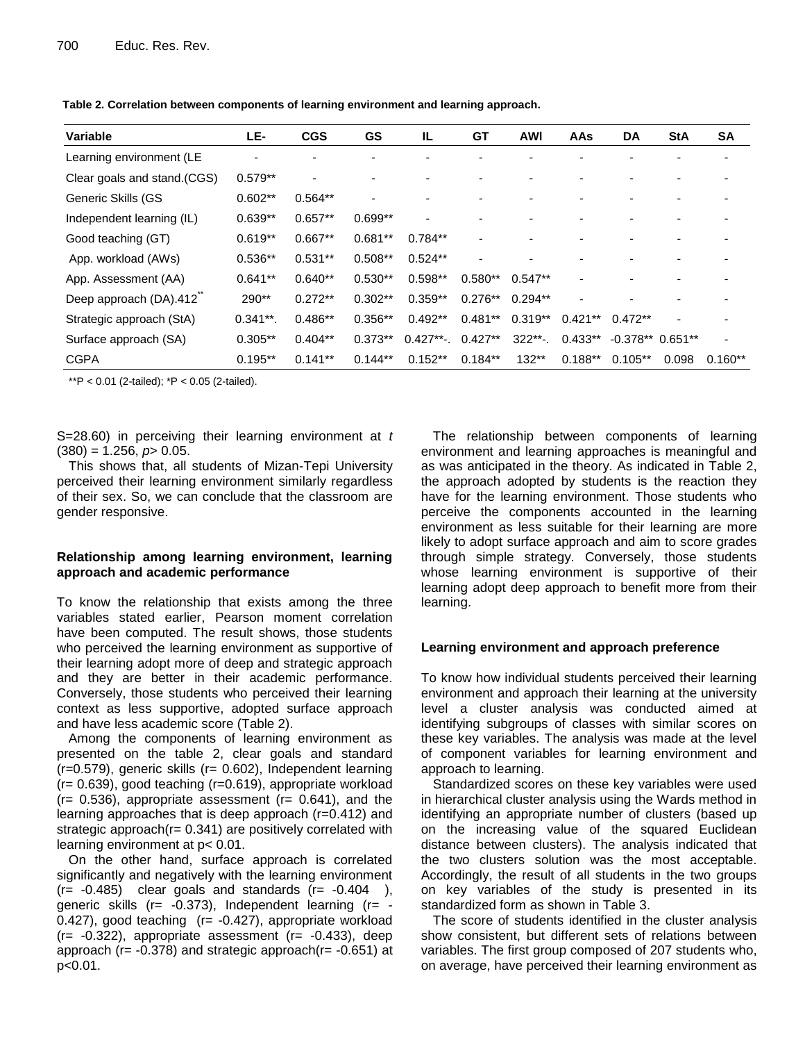**Table 2. Correlation between components of learning environment and learning approach.**

| Variable | LE- | CGS | GS | IL | GT | AWI | AAs | DA | StA | SA |
|---|---|---|---|---|---|---|---|---|---|---|
| Learning environment (LE | - | - | - | - | - | - | - | - | - | - |
| Clear goals and stand.(CGS) | 0.579** | - | - | - | - | - | - | - | - | - |
| Generic Skills (GS | 0.602** | 0.564** | - | - | - | - | - | - | - | - |
| Independent learning (IL) | 0.639** | 0.657** | 0.699** | - | - | - | - | - | - | - |
| Good teaching (GT) | 0.619** | 0.667** | 0.681** | 0.784** | - | - | - | - | - | - |
| App. workload (AWs) | 0.536** | 0.531** | 0.508** | 0.524** | - | - | - | - | - | - |
| App. Assessment (AA) | 0.641** | 0.640** | 0.530** | 0.598** | 0.580** | 0.547** | - | - | - | - |
| Deep approach (DA).412** | 290** | 0.272** | 0.302** | 0.359** | 0.276** | 0.294** | - | - | - | - |
| Strategic approach (StA) | 0.341**. | 0.486** | 0.356** | 0.492** | 0.481** | 0.319** | 0.421** | 0.472** | - | - |
| Surface approach (SA) | 0.305** | 0.404** | 0.373** | 0.427**-. | 0.427** | 322**-. | 0.433** | -0.378** | 0.651** | - |
| CGPA | 0.195** | 0.141** | 0.144** | 0.152** | 0.184** | 132** | 0.188** | 0.105** | 0.098 | 0.160** |

**P < 0.01 (2-tailed); *P < 0.05 (2-tailed).

S=28.60) in perceiving their learning environment at *t* (380) = 1.256, *p*> 0.05.

This shows that, all students of Mizan-Tepi University perceived their learning environment similarly regardless of their sex. So, we can conclude that the classroom are gender responsive.

### Relationship among learning environment, learning approach and academic performance

To know the relationship that exists among the three variables stated earlier, Pearson moment correlation have been computed. The result shows, those students who perceived the learning environment as supportive of their learning adopt more of deep and strategic approach and they are better in their academic performance. Conversely, those students who perceived their learning context as less supportive, adopted surface approach and have less academic score (Table 2).

Among the components of learning environment as presented on the table 2, clear goals and standard (r=0.579), generic skills (r= 0.602), Independent learning (r= 0.639), good teaching (r=0.619), appropriate workload (r= 0.536), appropriate assessment (r= 0.641), and the learning approaches that is deep approach (r=0.412) and strategic approach(r= 0.341) are positively correlated with learning environment at p< 0.01.

On the other hand, surface approach is correlated significantly and negatively with the learning environment (r= -0.485) clear goals and standards (r= -0.404 ), generic skills (r= -0.373), Independent learning (r= -0.427), good teaching (r= -0.427), appropriate workload (r= -0.322), appropriate assessment (r= -0.433), deep approach (r= -0.378) and strategic approach(r= -0.651) at p<0.01.

The relationship between components of learning environment and learning approaches is meaningful and as was anticipated in the theory. As indicated in Table 2, the approach adopted by students is the reaction they have for the learning environment. Those students who perceive the components accounted in the learning environment as less suitable for their learning are more likely to adopt surface approach and aim to score grades through simple strategy. Conversely, those students whose learning environment is supportive of their learning adopt deep approach to benefit more from their learning.

### Learning environment and approach preference

To know how individual students perceived their learning environment and approach their learning at the university level a cluster analysis was conducted aimed at identifying subgroups of classes with similar scores on these key variables. The analysis was made at the level of component variables for learning environment and approach to learning.

Standardized scores on these key variables were used in hierarchical cluster analysis using the Wards method in identifying an appropriate number of clusters (based up on the increasing value of the squared Euclidean distance between clusters). The analysis indicated that the two clusters solution was the most acceptable. Accordingly, the result of all students in the two groups on key variables of the study is presented in its standardized form as shown in Table 3.

The score of students identified in the cluster analysis show consistent, but different sets of relations between variables. The first group composed of 207 students who, on average, have perceived their learning environment as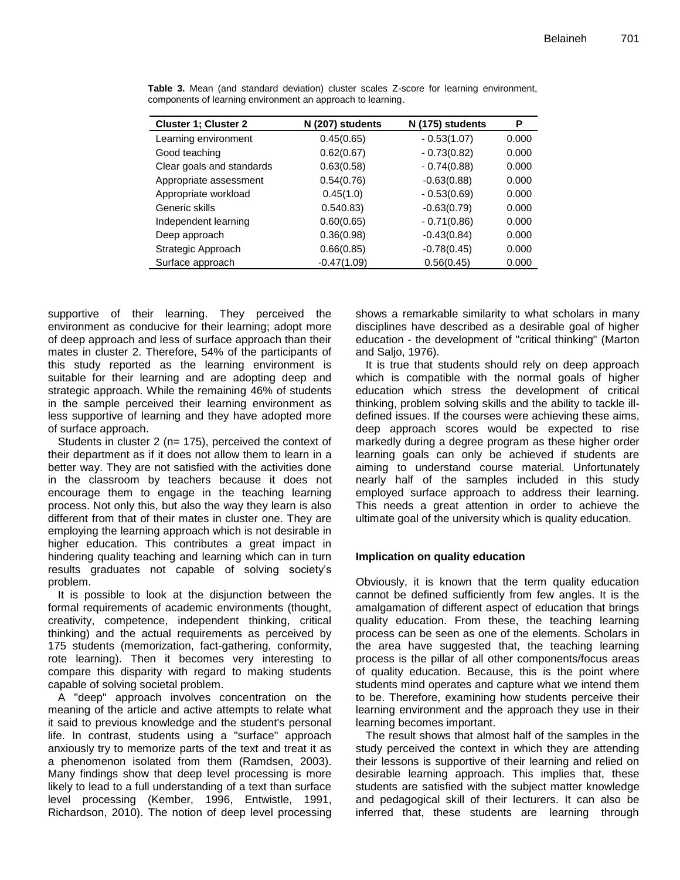**Table 3.** Mean (and standard deviation) cluster scales Z-score for learning environment, components of learning environment an approach to learning.

| Cluster 1; Cluster 2 | N (207) students | N (175) students | P |
|---|---|---|---|
| Learning environment | 0.45(0.65) | - 0.53(1.07) | 0.000 |
| Good teaching | 0.62(0.67) | - 0.73(0.82) | 0.000 |
| Clear goals and standards | 0.63(0.58) | - 0.74(0.88) | 0.000 |
| Appropriate assessment | 0.54(0.76) | -0.63(0.88) | 0.000 |
| Appropriate workload | 0.45(1.0) | - 0.53(0.69) | 0.000 |
| Generic skills | 0.540.83) | -0.63(0.79) | 0.000 |
| Independent learning | 0.60(0.65) | - 0.71(0.86) | 0.000 |
| Deep approach | 0.36(0.98) | -0.43(0.84) | 0.000 |
| Strategic Approach | 0.66(0.85) | -0.78(0.45) | 0.000 |
| Surface approach | -0.47(1.09) | 0.56(0.45) | 0.000 |

supportive of their learning. They perceived the environment as conducive for their learning; adopt more of deep approach and less of surface approach than their mates in cluster 2. Therefore, 54% of the participants of this study reported as the learning environment is suitable for their learning and are adopting deep and strategic approach. While the remaining 46% of students in the sample perceived their learning environment as less supportive of learning and they have adopted more of surface approach.

Students in cluster 2 (n= 175), perceived the context of their department as if it does not allow them to learn in a better way. They are not satisfied with the activities done in the classroom by teachers because it does not encourage them to engage in the teaching learning process. Not only this, but also the way they learn is also different from that of their mates in cluster one. They are employing the learning approach which is not desirable in higher education. This contributes a great impact in hindering quality teaching and learning which can in turn results graduates not capable of solving society's problem.

It is possible to look at the disjunction between the formal requirements of academic environments (thought, creativity, competence, independent thinking, critical thinking) and the actual requirements as perceived by 175 students (memorization, fact-gathering, conformity, rote learning). Then it becomes very interesting to compare this disparity with regard to making students capable of solving societal problem.

A "deep" approach involves concentration on the meaning of the article and active attempts to relate what it said to previous knowledge and the student's personal life. In contrast, students using a "surface" approach anxiously try to memorize parts of the text and treat it as a phenomenon isolated from them (Ramdsen, 2003). Many findings show that deep level processing is more likely to lead to a full understanding of a text than surface level processing (Kember, 1996, Entwistle, 1991, Richardson, 2010). The notion of deep level processing shows a remarkable similarity to what scholars in many disciplines have described as a desirable goal of higher education - the development of "critical thinking" (Marton and Saljo, 1976).

It is true that students should rely on deep approach which is compatible with the normal goals of higher education which stress the development of critical thinking, problem solving skills and the ability to tackle ill-defined issues. If the courses were achieving these aims, deep approach scores would be expected to rise markedly during a degree program as these higher order learning goals can only be achieved if students are aiming to understand course material. Unfortunately nearly half of the samples included in this study employed surface approach to address their learning. This needs a great attention in order to achieve the ultimate goal of the university which is quality education.

### Implication on quality education

Obviously, it is known that the term quality education cannot be defined sufficiently from few angles. It is the amalgamation of different aspect of education that brings quality education. From these, the teaching learning process can be seen as one of the elements. Scholars in the area have suggested that, the teaching learning process is the pillar of all other components/focus areas of quality education. Because, this is the point where students mind operates and capture what we intend them to be. Therefore, examining how students perceive their learning environment and the approach they use in their learning becomes important.

The result shows that almost half of the samples in the study perceived the context in which they are attending their lessons is supportive of their learning and relied on desirable learning approach. This implies that, these students are satisfied with the subject matter knowledge and pedagogical skill of their lecturers. It can also be inferred that, these students are learning through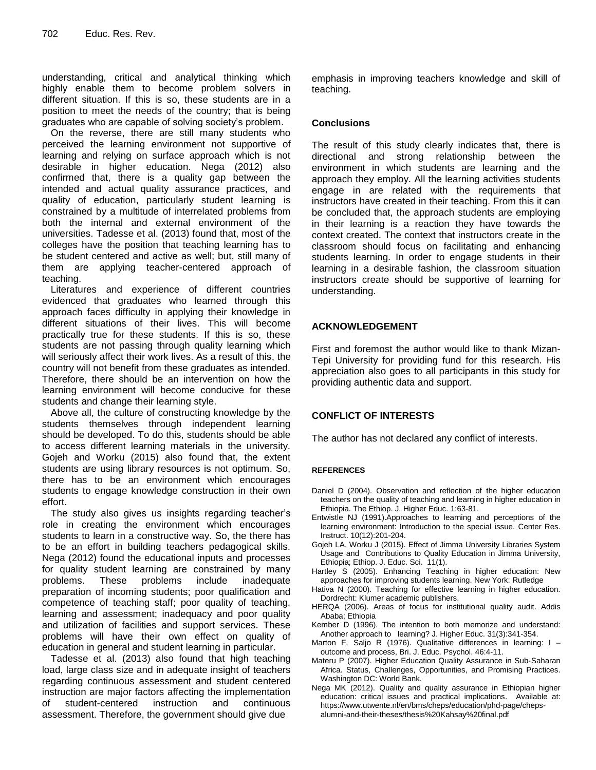understanding, critical and analytical thinking which highly enable them to become problem solvers in different situation. If this is so, these students are in a position to meet the needs of the country; that is being graduates who are capable of solving society's problem.

On the reverse, there are still many students who perceived the learning environment not supportive of learning and relying on surface approach which is not desirable in higher education. Nega (2012) also confirmed that, there is a quality gap between the intended and actual quality assurance practices, and quality of education, particularly student learning is constrained by a multitude of interrelated problems from both the internal and external environment of the universities. Tadesse et al. (2013) found that, most of the colleges have the position that teaching learning has to be student centered and active as well; but, still many of them are applying teacher-centered approach of teaching.

Literatures and experience of different countries evidenced that graduates who learned through this approach faces difficulty in applying their knowledge in different situations of their lives. This will become practically true for these students. If this is so, these students are not passing through quality learning which will seriously affect their work lives. As a result of this, the country will not benefit from these graduates as intended. Therefore, there should be an intervention on how the learning environment will become conducive for these students and change their learning style.

Above all, the culture of constructing knowledge by the students themselves through independent learning should be developed. To do this, students should be able to access different learning materials in the university. Gojeh and Worku (2015) also found that, the extent students are using library resources is not optimum. So, there has to be an environment which encourages students to engage knowledge construction in their own effort.

The study also gives us insights regarding teacher's role in creating the environment which encourages students to learn in a constructive way. So, the there has to be an effort in building teachers pedagogical skills. Nega (2012) found the educational inputs and processes for quality student learning are constrained by many problems. These problems include inadequate preparation of incoming students; poor qualification and competence of teaching staff; poor quality of teaching, learning and assessment; inadequacy and poor quality and utilization of facilities and support services. These problems will have their own effect on quality of education in general and student learning in particular.

Tadesse et al. (2013) also found that high teaching load, large class size and in adequate insight of teachers regarding continuous assessment and student centered instruction are major factors affecting the implementation of student-centered instruction and continuous assessment. Therefore, the government should give due emphasis in improving teachers knowledge and skill of teaching.

## Conclusions

The result of this study clearly indicates that, there is directional and strong relationship between the environment in which students are learning and the approach they employ. All the learning activities students engage in are related with the requirements that instructors have created in their teaching. From this it can be concluded that, the approach students are employing in their learning is a reaction they have towards the context created. The context that instructors create in the classroom should focus on facilitating and enhancing students learning. In order to engage students in their learning in a desirable fashion, the classroom situation instructors create should be supportive of learning for understanding.

## ACKNOWLEDGEMENT

First and foremost the author would like to thank Mizan-Tepi University for providing fund for this research. His appreciation also goes to all participants in this study for providing authentic data and support.

## CONFLICT OF INTERESTS

The author has not declared any conflict of interests.

## REFERENCES

Daniel D (2004). Observation and reflection of the higher education teachers on the quality of teaching and learning in higher education in Ethiopia. The Ethiop. J. Higher Educ. 1:63-81.

Entwistle NJ (1991).Approaches to learning and perceptions of the learning environment: Introduction to the special issue. Center Res. Instruct. 10(12):201-204.

Gojeh LA, Worku J (2015). Effect of Jimma University Libraries System Usage and Contributions to Quality Education in Jimma University, Ethiopia; Ethiop. J. Educ. Sci. 11(1).

Hartley S (2005). Enhancing Teaching in higher education: New approaches for improving students learning. New York: Rutledge

Hativa N (2000). Teaching for effective learning in higher education. Dordrecht: Klumer academic publishers.

HERQA (2006). Areas of focus for institutional quality audit. Addis Ababa; Ethiopia

Kember D (1996). The intention to both memorize and understand: Another approach to learning? J. Higher Educ. 31(3):341-354.

Marton F, Saljo R (1976). Qualitative differences in learning: I – outcome and process, Bri. J. Educ. Psychol. 46:4-11.

Materu P (2007). Higher Education Quality Assurance in Sub-Saharan Africa. Status, Challenges, Opportunities, and Promising Practices. Washington DC: World Bank.

Nega MK (2012). Quality and quality assurance in Ethiopian higher education: critical issues and practical implications. Available at: https://www.utwente.nl/en/bms/cheps/education/phd-page/cheps-alumni-and-their-theses/thesis%20Kahsay%20final.pdf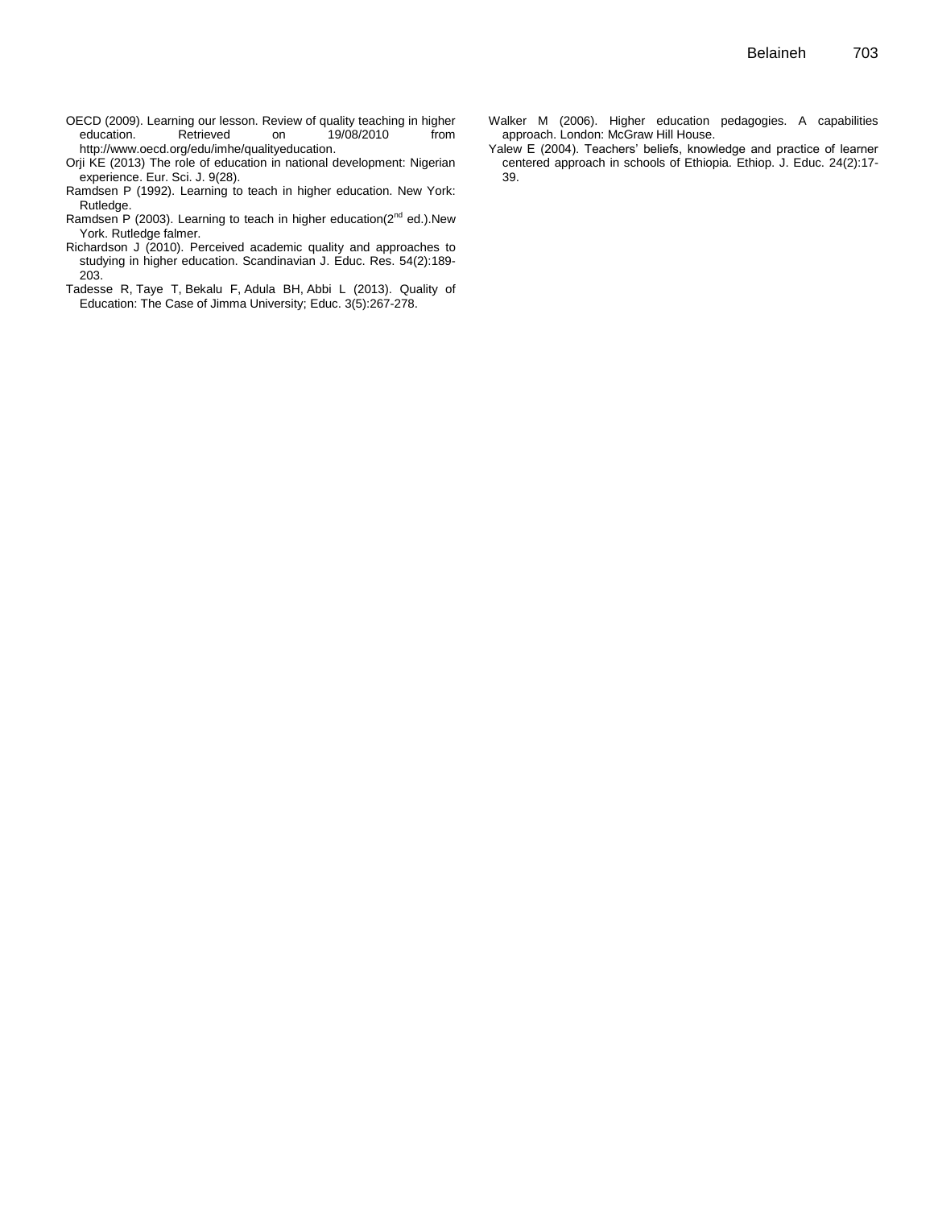OECD (2009). Learning our lesson. Review of quality teaching in higher education. Retrieved on 19/08/2010 from http://www.oecd.org/edu/imhe/qualityeducation.

Orji KE (2013) The role of education in national development: Nigerian experience. Eur. Sci. J. 9(28).

Ramdsen P (1992). Learning to teach in higher education. New York: Rutledge.

Ramdsen P (2003). Learning to teach in higher education(2nd ed.).New York. Rutledge falmer.

Richardson J (2010). Perceived academic quality and approaches to studying in higher education. Scandinavian J. Educ. Res. 54(2):189-203.

Tadesse R, Taye T, Bekalu F, Adula BH, Abbi L (2013). Quality of Education: The Case of Jimma University; Educ. 3(5):267-278.

Walker M (2006). Higher education pedagogies. A capabilities approach. London: McGraw Hill House.

Yalew E (2004). Teachers' beliefs, knowledge and practice of learner centered approach in schools of Ethiopia. Ethiop. J. Educ. 24(2):17-39.